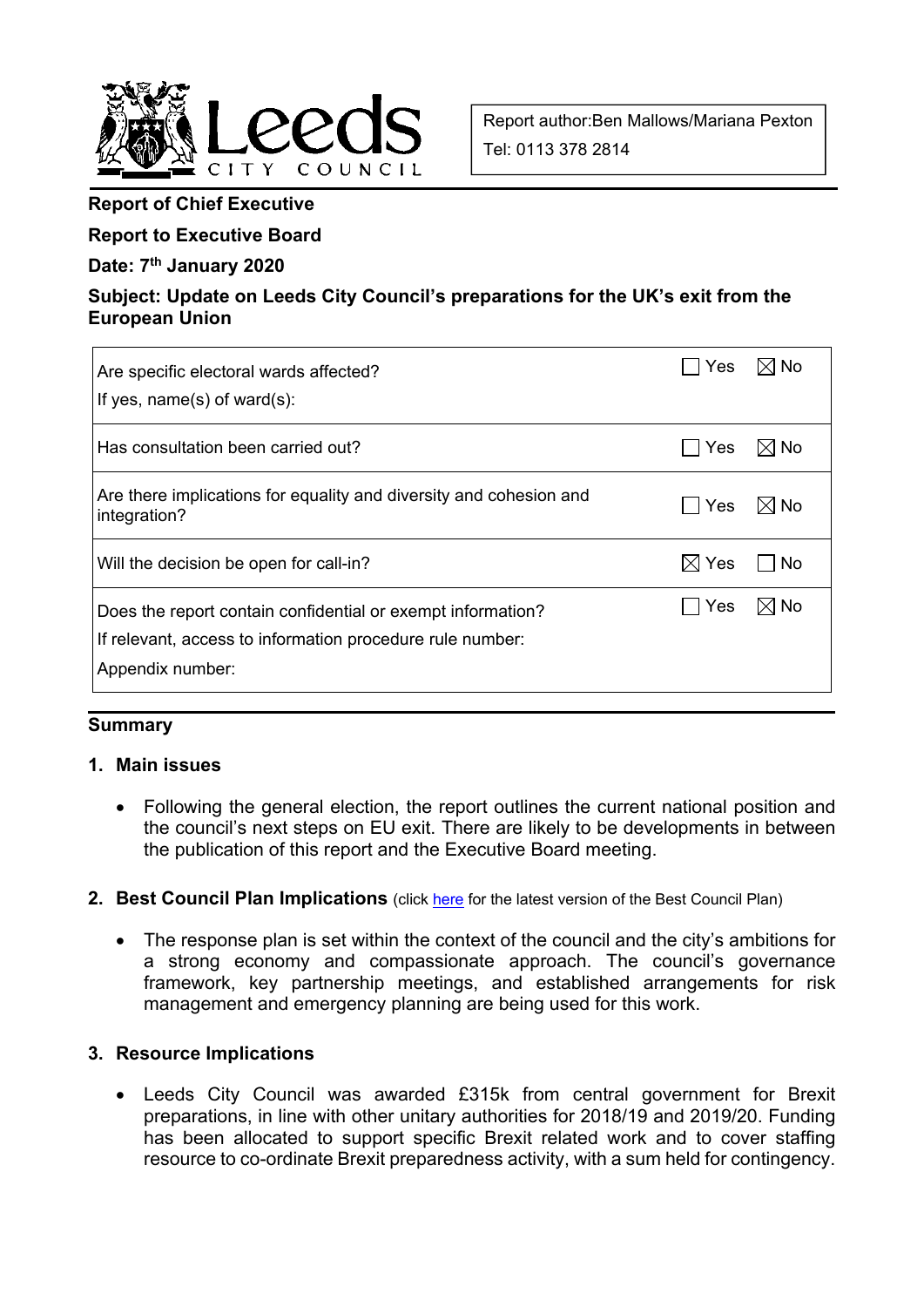Report author: Ben Mallows/Mariana Pexton
Tel: 0113 378 2814

**Report of Chief Executive**

**Report to Executive Board**

**Date: 7th January 2020**

**Subject: Update on Leeds City Council's preparations for the UK's exit from the European Union**

| | Yes | No |
|---|---|---|
| Are specific electoral wards affected?<br>If yes, name(s) of ward(s): | ☐ | ☒ |
| Has consultation been carried out? | ☐ | ☒ |
| Are there implications for equality and diversity and cohesion and integration? | ☐ | ☒ |
| Will the decision be open for call-in? | ☒ | ☐ |
| Does the report contain confidential or exempt information?<br>If relevant, access to information procedure rule number:<br>Appendix number: | ☐ | ☒ |

## Summary

### 1. Main issues

- Following the general election, the report outlines the current national position and the council's next steps on EU exit. There are likely to be developments in between the publication of this report and the Executive Board meeting.

### 2. Best Council Plan Implications (click here for the latest version of the Best Council Plan)

- The response plan is set within the context of the council and the city's ambitions for a strong economy and compassionate approach. The council's governance framework, key partnership meetings, and established arrangements for risk management and emergency planning are being used for this work.

### 3. Resource Implications

- Leeds City Council was awarded £315k from central government for Brexit preparations, in line with other unitary authorities for 2018/19 and 2019/20. Funding has been allocated to support specific Brexit related work and to cover staffing resource to co-ordinate Brexit preparedness activity, with a sum held for contingency.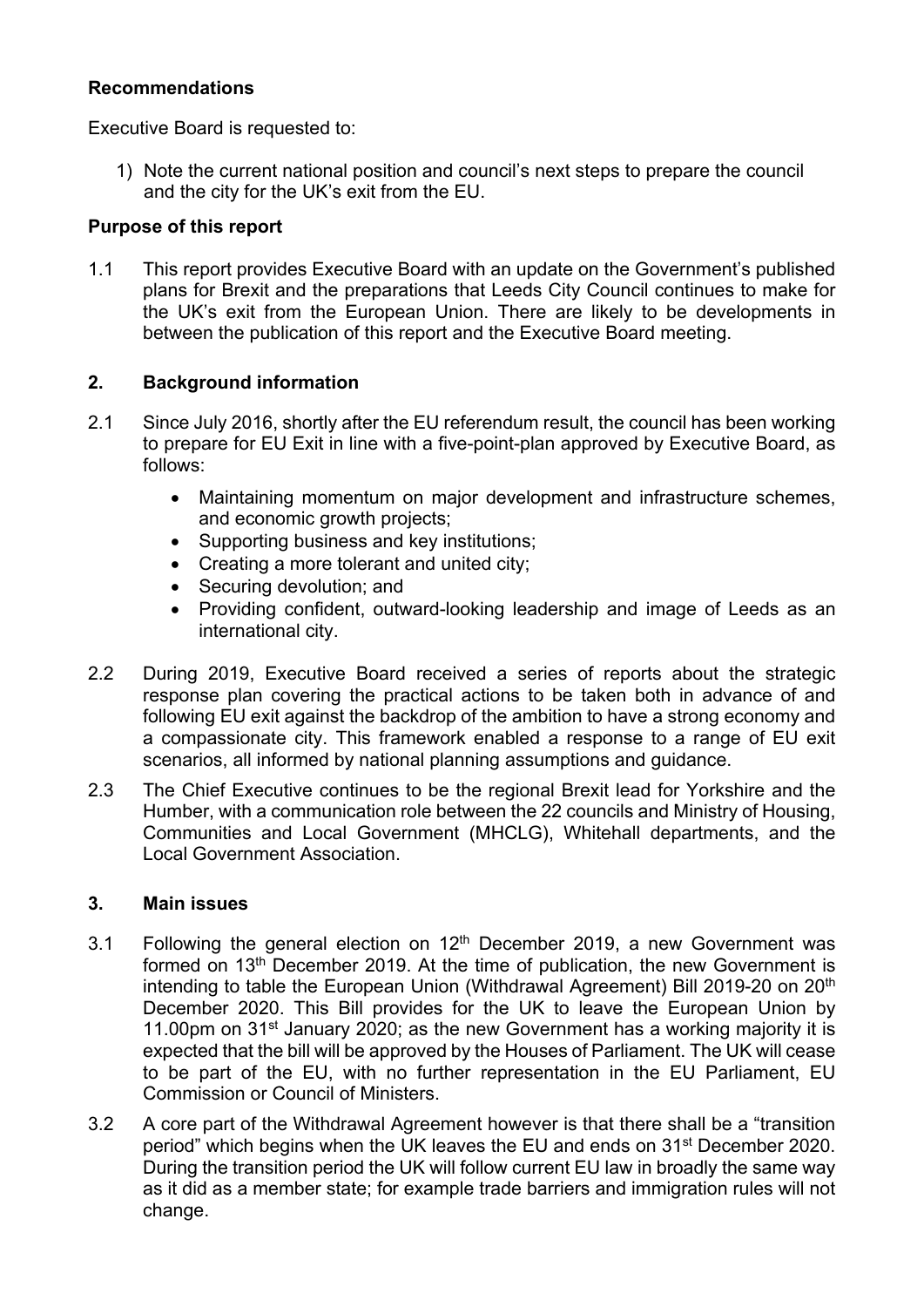**Recommendations**

Executive Board is requested to:

1) Note the current national position and council's next steps to prepare the council and the city for the UK's exit from the EU.

**Purpose of this report**

1.1 This report provides Executive Board with an update on the Government's published plans for Brexit and the preparations that Leeds City Council continues to make for the UK's exit from the European Union. There are likely to be developments in between the publication of this report and the Executive Board meeting.

## 2. Background information

2.1 Since July 2016, shortly after the EU referendum result, the council has been working to prepare for EU Exit in line with a five-point-plan approved by Executive Board, as follows:

- Maintaining momentum on major development and infrastructure schemes, and economic growth projects;
- Supporting business and key institutions;
- Creating a more tolerant and united city;
- Securing devolution; and
- Providing confident, outward-looking leadership and image of Leeds as an international city.

2.2 During 2019, Executive Board received a series of reports about the strategic response plan covering the practical actions to be taken both in advance of and following EU exit against the backdrop of the ambition to have a strong economy and a compassionate city. This framework enabled a response to a range of EU exit scenarios, all informed by national planning assumptions and guidance.

2.3 The Chief Executive continues to be the regional Brexit lead for Yorkshire and the Humber, with a communication role between the 22 councils and Ministry of Housing, Communities and Local Government (MHCLG), Whitehall departments, and the Local Government Association.

## 3. Main issues

3.1 Following the general election on 12th December 2019, a new Government was formed on 13th December 2019. At the time of publication, the new Government is intending to table the European Union (Withdrawal Agreement) Bill 2019-20 on 20th December 2020. This Bill provides for the UK to leave the European Union by 11.00pm on 31st January 2020; as the new Government has a working majority it is expected that the bill will be approved by the Houses of Parliament. The UK will cease to be part of the EU, with no further representation in the EU Parliament, EU Commission or Council of Ministers.

3.2 A core part of the Withdrawal Agreement however is that there shall be a "transition period" which begins when the UK leaves the EU and ends on 31st December 2020. During the transition period the UK will follow current EU law in broadly the same way as it did as a member state; for example trade barriers and immigration rules will not change.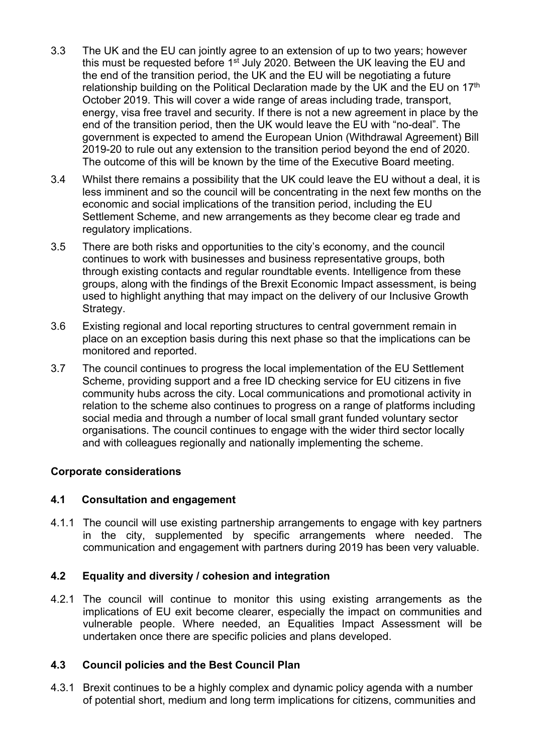3.3 The UK and the EU can jointly agree to an extension of up to two years; however this must be requested before 1st July 2020. Between the UK leaving the EU and the end of the transition period, the UK and the EU will be negotiating a future relationship building on the Political Declaration made by the UK and the EU on 17th October 2019. This will cover a wide range of areas including trade, transport, energy, visa free travel and security. If there is not a new agreement in place by the end of the transition period, then the UK would leave the EU with "no-deal". The government is expected to amend the European Union (Withdrawal Agreement) Bill 2019-20 to rule out any extension to the transition period beyond the end of 2020. The outcome of this will be known by the time of the Executive Board meeting.

3.4 Whilst there remains a possibility that the UK could leave the EU without a deal, it is less imminent and so the council will be concentrating in the next few months on the economic and social implications of the transition period, including the EU Settlement Scheme, and new arrangements as they become clear eg trade and regulatory implications.

3.5 There are both risks and opportunities to the city's economy, and the council continues to work with businesses and business representative groups, both through existing contacts and regular roundtable events. Intelligence from these groups, along with the findings of the Brexit Economic Impact assessment, is being used to highlight anything that may impact on the delivery of our Inclusive Growth Strategy.

3.6 Existing regional and local reporting structures to central government remain in place on an exception basis during this next phase so that the implications can be monitored and reported.

3.7 The council continues to progress the local implementation of the EU Settlement Scheme, providing support and a free ID checking service for EU citizens in five community hubs across the city. Local communications and promotional activity in relation to the scheme also continues to progress on a range of platforms including social media and through a number of local small grant funded voluntary sector organisations. The council continues to engage with the wider third sector locally and with colleagues regionally and nationally implementing the scheme.

## Corporate considerations

### 4.1 Consultation and engagement

4.1.1 The council will use existing partnership arrangements to engage with key partners in the city, supplemented by specific arrangements where needed. The communication and engagement with partners during 2019 has been very valuable.

### 4.2 Equality and diversity / cohesion and integration

4.2.1 The council will continue to monitor this using existing arrangements as the implications of EU exit become clearer, especially the impact on communities and vulnerable people. Where needed, an Equalities Impact Assessment will be undertaken once there are specific policies and plans developed.

### 4.3 Council policies and the Best Council Plan

4.3.1 Brexit continues to be a highly complex and dynamic policy agenda with a number of potential short, medium and long term implications for citizens, communities and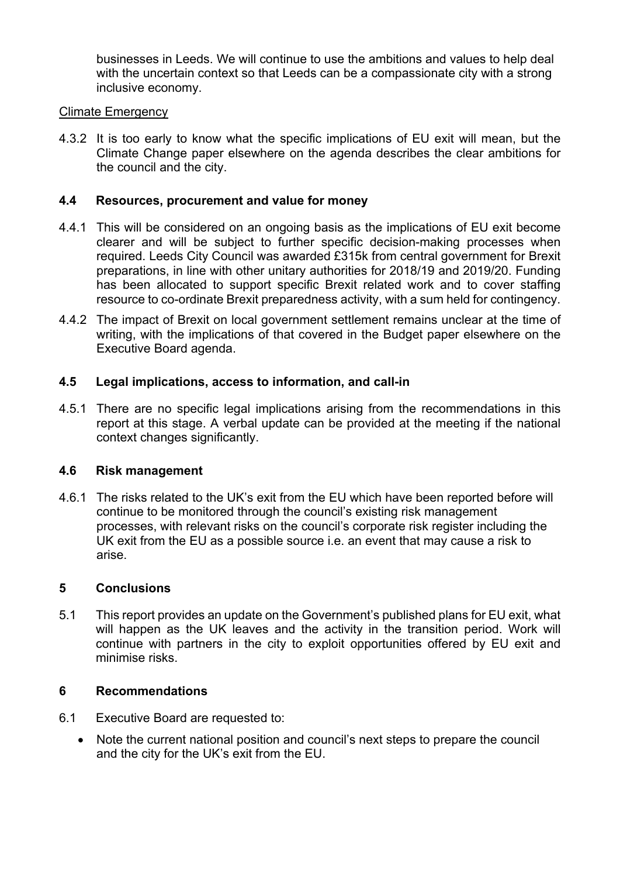businesses in Leeds. We will continue to use the ambitions and values to help deal with the uncertain context so that Leeds can be a compassionate city with a strong inclusive economy.

Climate Emergency

4.3.2 It is too early to know what the specific implications of EU exit will mean, but the Climate Change paper elsewhere on the agenda describes the clear ambitions for the council and the city.

### 4.4 Resources, procurement and value for money

4.4.1 This will be considered on an ongoing basis as the implications of EU exit become clearer and will be subject to further specific decision-making processes when required. Leeds City Council was awarded £315k from central government for Brexit preparations, in line with other unitary authorities for 2018/19 and 2019/20. Funding has been allocated to support specific Brexit related work and to cover staffing resource to co-ordinate Brexit preparedness activity, with a sum held for contingency.

4.4.2 The impact of Brexit on local government settlement remains unclear at the time of writing, with the implications of that covered in the Budget paper elsewhere on the Executive Board agenda.

### 4.5 Legal implications, access to information, and call-in

4.5.1 There are no specific legal implications arising from the recommendations in this report at this stage. A verbal update can be provided at the meeting if the national context changes significantly.

### 4.6 Risk management

4.6.1 The risks related to the UK's exit from the EU which have been reported before will continue to be monitored through the council's existing risk management processes, with relevant risks on the council's corporate risk register including the UK exit from the EU as a possible source i.e. an event that may cause a risk to arise.

## 5 Conclusions

5.1 This report provides an update on the Government's published plans for EU exit, what will happen as the UK leaves and the activity in the transition period. Work will continue with partners in the city to exploit opportunities offered by EU exit and minimise risks.

## 6 Recommendations

6.1 Executive Board are requested to:

- Note the current national position and council's next steps to prepare the council and the city for the UK's exit from the EU.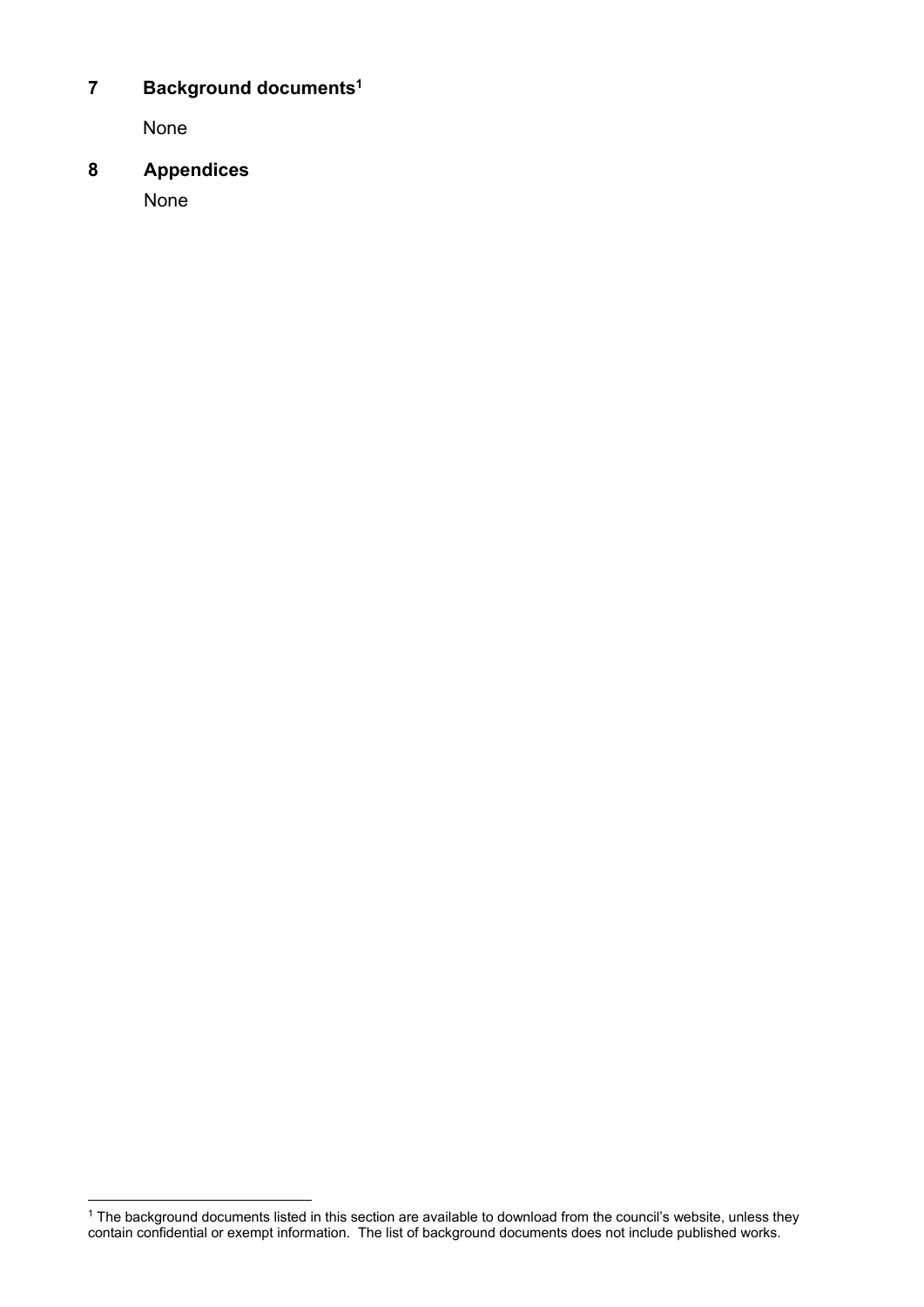## 7 Background documents[1]

None

## 8 Appendices

None

[1] The background documents listed in this section are available to download from the council's website, unless they contain confidential or exempt information. The list of background documents does not include published works.